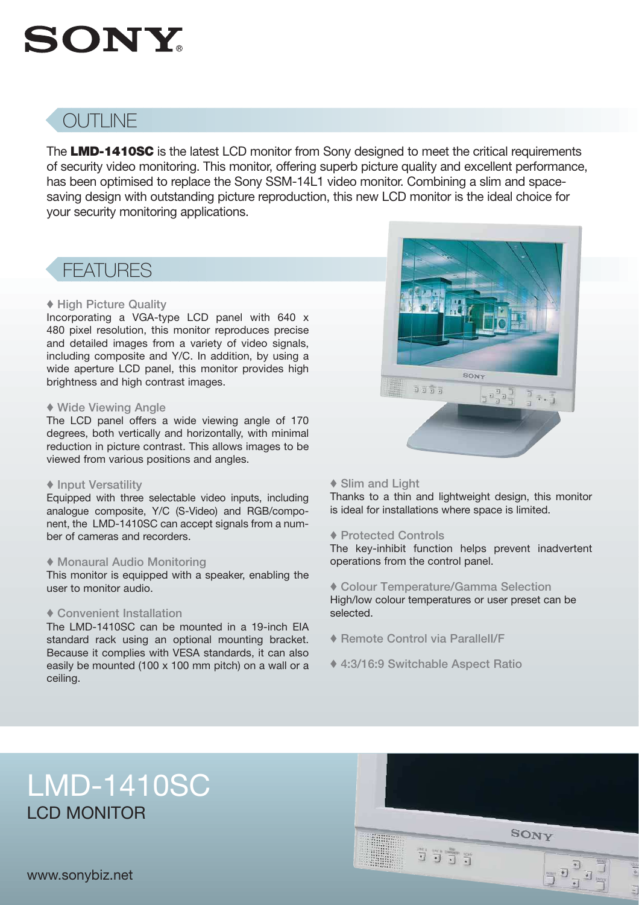# SONY

## OUTLINE

The **LMD-1410SC** is the latest LCD monitor from Sony designed to meet the critical requirements of security video monitoring. This monitor, offering superb picture quality and excellent performance, has been optimised to replace the Sony SSM-14L1 video monitor. Combining a slim and space-saving design with outstanding picture reproduction, this new LCD monitor is the ideal choice for your security monitoring applications.

## FEATURES

### ♦ High Picture Quality

Incorporating a VGA-type LCD panel with 640 x 480 pixel resolution, this monitor reproduces precise and detailed images from a variety of video signals, including composite and Y/C. In addition, by using a wide aperture LCD panel, this monitor provides high brightness and high contrast images.

### ♦ Wide Viewing Angle

The LCD panel offers a wide viewing angle of 170 degrees, both vertically and horizontally, with minimal reduction in picture contrast. This allows images to be viewed from various positions and angles.

### ♦ Input Versatility

Equipped with three selectable video inputs, including analogue composite, Y/C (S-Video) and RGB/component, the LMD-1410SC can accept signals from a number of cameras and recorders.

### ♦ Monaural Audio Monitoring

This monitor is equipped with a speaker, enabling the user to monitor audio.

### ♦ Convenient Installation

The LMD-1410SC can be mounted in a 19-inch EIA standard rack using an optional mounting bracket. Because it complies with VESA standards, it can also easily be mounted (100 x 100 mm pitch) on a wall or a ceiling.

### ♦ Slim and Light

Thanks to a thin and lightweight design, this monitor is ideal for installations where space is limited.

### ♦ Protected Controls

The key-inhibit function helps prevent inadvertent operations from the control panel.

### ♦ Colour Temperature/Gamma Selection

High/low colour temperatures or user preset can be selected.

### ♦ Remote Control via Parallell/F

### ♦ 4:3/16:9 Switchable Aspect Ratio

# LMD-1410SC

## LCD MONITOR

www.sonybiz.net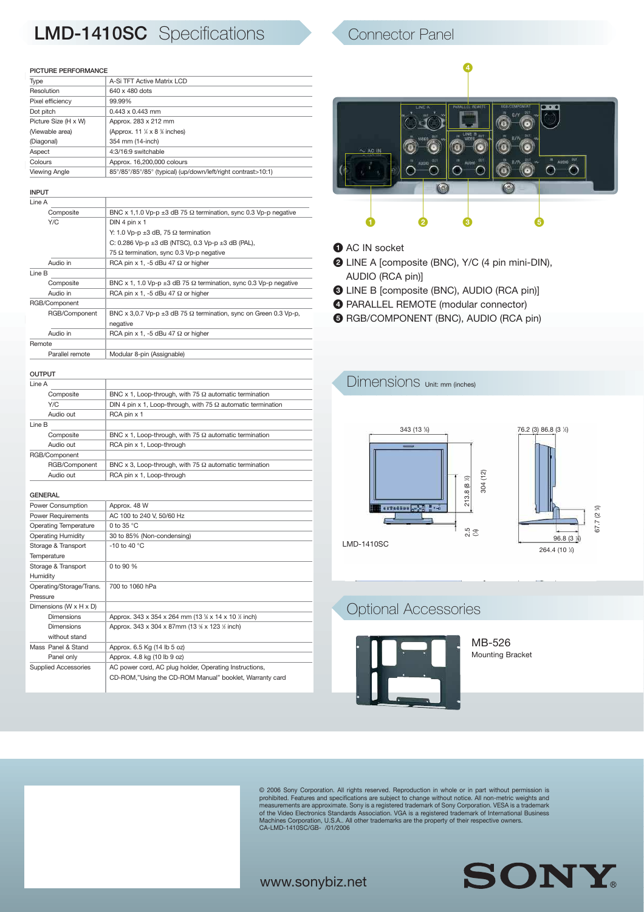# LMD-1410SC Specifications

### PICTURE PERFORMANCE

| | |
|---|---|
| Type | A-Si TFT Active Matrix LCD |
| Resolution | 640 x 480 dots |
| Pixel efficiency | 99.99% |
| Dot pitch | 0.443 x 0.443 mm |
| Picture Size (H x W) | Approx. 283 x 212 mm |
| (Viewable area) | (Approx. 11 ¼ x 8 ⅜ inches) |
| (Diagonal) | 354 mm (14-inch) |
| Aspect | 4:3/16:9 switchable |
| Colours | Approx. 16,200,000 colours |
| Viewing Angle | 85°/85°/85°/85° (typical) (up/down/left/right contrast>10:1) |

### INPUT

| | |
|---|---|
| Line A | |
| Composite | BNC x 1,1.0 Vp-p ±3 dB 75 Ω termination, sync 0.3 Vp-p negative |
| Y/C | DIN 4 pin x 1<br>Y: 1.0 Vp-p ±3 dB, 75 Ω termination<br>C: 0.286 Vp-p ±3 dB (NTSC), 0.3 Vp-p ±3 dB (PAL),<br>75 Ω termination, sync 0.3 Vp-p negative |
| Audio in | RCA pin x 1, -5 dBu 47 Ω or higher |
| Line B | |
| Composite | BNC x 1, 1.0 Vp-p ±3 dB 75 Ω termination, sync 0.3 Vp-p negative |
| Audio in | RCA pin x 1, -5 dBu 47 Ω or higher |
| RGB/Component | |
| RGB/Component | BNC x 3,0.7 Vp-p ±3 dB 75 Ω termination, sync on Green 0.3 Vp-p, negative |
| Audio in | RCA pin x 1, -5 dBu 47 Ω or higher |
| Remote | |
| Parallel remote | Modular 8-pin (Assignable) |

### OUTPUT

| | |
|---|---|
| Line A | |
| Composite | BNC x 1, Loop-through, with 75 Ω automatic termination |
| Y/C | DIN 4 pin x 1, Loop-through, with 75 Ω automatic termination |
| Audio out | RCA pin x 1 |
| Line B | |
| Composite | BNC x 1, Loop-through, with 75 Ω automatic termination |
| Audio out | RCA pin x 1, Loop-through |
| RGB/Component | |
| RGB/Component | BNC x 3, Loop-through, with 75 Ω automatic termination |
| Audio out | RCA pin x 1, Loop-through |

### GENERAL

| | |
|---|---|
| Power Consumption | Approx. 48 W |
| Power Requirements | AC 100 to 240 V, 50/60 Hz |
| Operating Temperature | 0 to 35 °C |
| Operating Humidity | 30 to 85% (Non-condensing) |
| Storage & Transport Temperature | -10 to 40 °C |
| Storage & Transport Humidity | 0 to 90 % |
| Operating/Storage/Trans. Pressure | 700 to 1060 hPa |
| Dimensions (W x H x D) | |
| Dimensions | Approx. 343 x 354 x 264 mm (13 ⅝ x 14 x 10 ½ inch) |
| Dimensions without stand | Approx. 343 x 304 x 87mm (13 ⅝ x 123 ½ inch) |
| Mass Panel & Stand | Approx. 6.5 Kg (14 lb 5 oz) |
| Panel only | Approx. 4.8 kg (10 lb 9 oz) |
| Supplied Accessories | AC power cord, AC plug holder, Operating Instructions, CD-ROM,"Using the CD-ROM Manual" booklet, Warranty card |

## Connector Panel

1. AC IN socket
2. LINE A [composite (BNC), Y/C (4 pin mini-DIN), AUDIO (RCA pin)]
3. LINE B [composite (BNC), AUDIO (RCA pin)]
4. PARALLEL REMOTE (modular connector)
5. RGB/COMPONENT (BNC), AUDIO (RCA pin)

## Dimensions Unit: mm (inches)

343 (13 ⅝)
213.8 (8 ½)
304 (12)
2.5 (⅛)
LMD-1410SC
76.2 (3) 86.8 (3 ½)
67.7 (2 ¾)
96.8 (3 ⅞)
264.4 (10 ½)

## Optional Accessories

MB-526
Mounting Bracket

© 2006 Sony Corporation. All rights reserved. Reproduction in whole or in part without permission is prohibited. Features and specifications are subject to change without notice. All non-metric weights and measurements are approximate. Sony is a registered trademark of Sony Corporation. VESA is a trademark of the Video Electronics Standards Association. VGA is a registered trademark of International Business Machines Corporation, U.S.A.. All other trademarks are the property of their respective owners.
CA-LMD-1410SC/GB- /01/2006

www.sonybiz.net

SONY